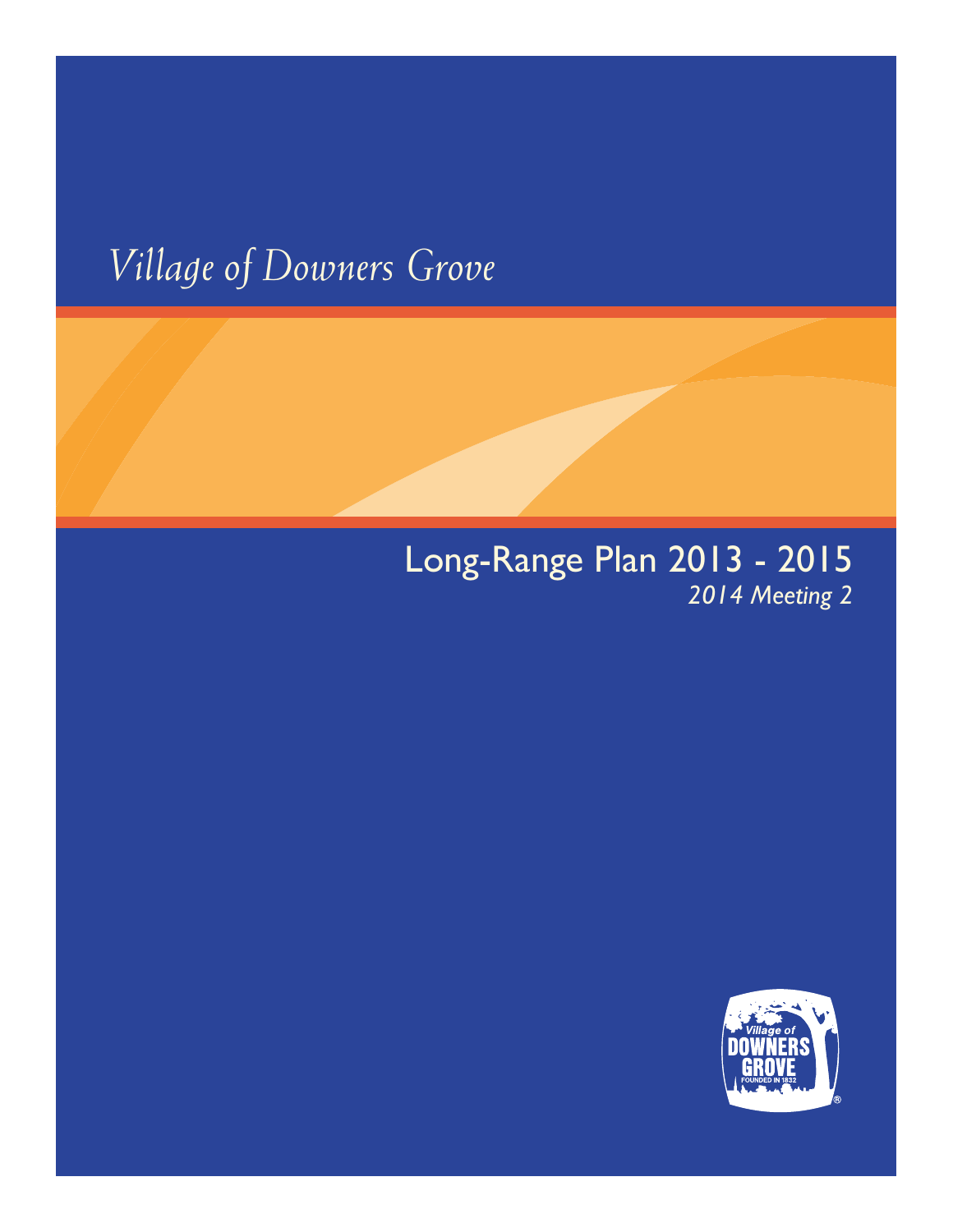# Village of Downers Grove

## Long-Range Plan 2013 - 2015

*2014 Meeting 2*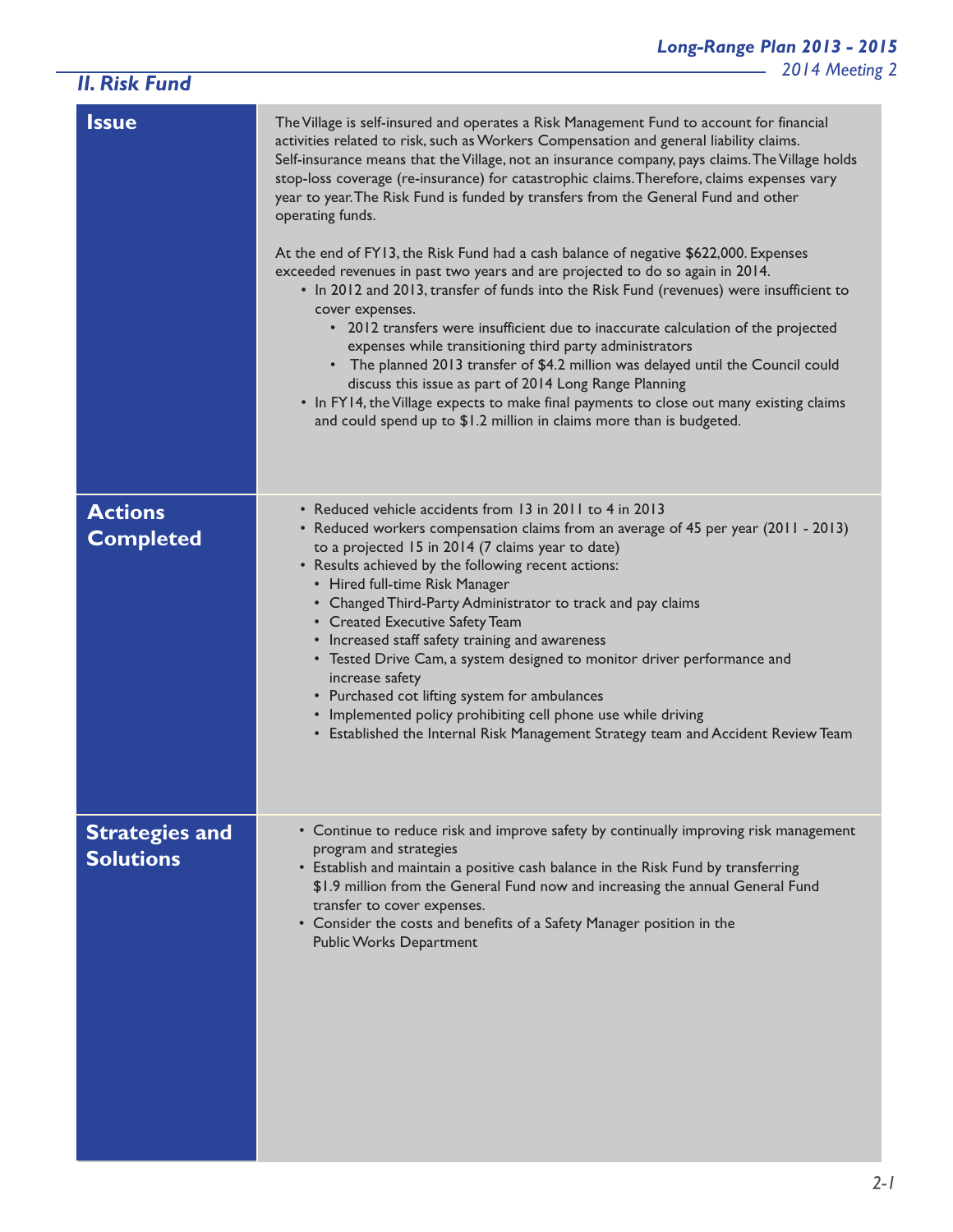## II. Risk Fund

### Issue

The Village is self-insured and operates a Risk Management Fund to account for financial activities related to risk, such as Workers Compensation and general liability claims. Self-insurance means that the Village, not an insurance company, pays claims. The Village holds stop-loss coverage (re-insurance) for catastrophic claims. Therefore, claims expenses vary year to year. The Risk Fund is funded by transfers from the General Fund and other operating funds.

At the end of FY13, the Risk Fund had a cash balance of negative $622,000. Expenses exceeded revenues in past two years and are projected to do so again in 2014.

- In 2012 and 2013, transfer of funds into the Risk Fund (revenues) were insufficient to cover expenses.
  - 2012 transfers were insufficient due to inaccurate calculation of the projected expenses while transitioning third party administrators
  - The planned 2013 transfer of $4.2 million was delayed until the Council could discuss this issue as part of 2014 Long Range Planning
- In FY14, the Village expects to make final payments to close out many existing claims and could spend up to $1.2 million in claims more than is budgeted.

### Actions Completed

- Reduced vehicle accidents from 13 in 2011 to 4 in 2013
- Reduced workers compensation claims from an average of 45 per year (2011 - 2013) to a projected 15 in 2014 (7 claims year to date)
- Results achieved by the following recent actions:
  - Hired full-time Risk Manager
  - Changed Third-Party Administrator to track and pay claims
  - Created Executive Safety Team
  - Increased staff safety training and awareness
  - Tested Drive Cam, a system designed to monitor driver performance and increase safety
  - Purchased cot lifting system for ambulances
  - Implemented policy prohibiting cell phone use while driving
  - Established the Internal Risk Management Strategy team and Accident Review Team

### Strategies and Solutions

- Continue to reduce risk and improve safety by continually improving risk management program and strategies
- Establish and maintain a positive cash balance in the Risk Fund by transferring $1.9 million from the General Fund now and increasing the annual General Fund transfer to cover expenses.
- Consider the costs and benefits of a Safety Manager position in the Public Works Department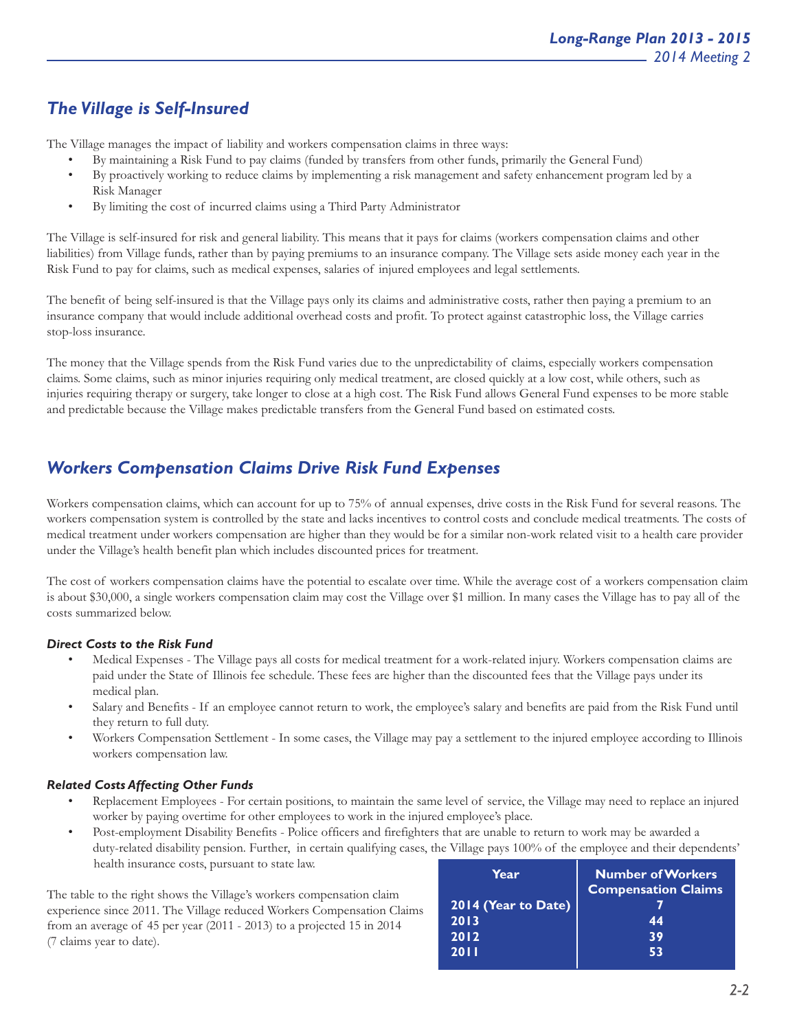## *The Village is Self-Insured*

The Village manages the impact of liability and workers compensation claims in three ways:

- By maintaining a Risk Fund to pay claims (funded by transfers from other funds, primarily the General Fund)
- By proactively working to reduce claims by implementing a risk management and safety enhancement program led by a Risk Manager
- By limiting the cost of incurred claims using a Third Party Administrator

The Village is self-insured for risk and general liability. This means that it pays for claims (workers compensation claims and other liabilities) from Village funds, rather than by paying premiums to an insurance company. The Village sets aside money each year in the Risk Fund to pay for claims, such as medical expenses, salaries of injured employees and legal settlements.

The benefit of being self-insured is that the Village pays only its claims and administrative costs, rather then paying a premium to an insurance company that would include additional overhead costs and profit. To protect against catastrophic loss, the Village carries stop-loss insurance.

The money that the Village spends from the Risk Fund varies due to the unpredictability of claims, especially workers compensation claims. Some claims, such as minor injuries requiring only medical treatment, are closed quickly at a low cost, while others, such as injuries requiring therapy or surgery, take longer to close at a high cost. The Risk Fund allows General Fund expenses to be more stable and predictable because the Village makes predictable transfers from the General Fund based on estimated costs.

## *Workers Compensation Claims Drive Risk Fund Expenses*

Workers compensation claims, which can account for up to 75% of annual expenses, drive costs in the Risk Fund for several reasons. The workers compensation system is controlled by the state and lacks incentives to control costs and conclude medical treatments. The costs of medical treatment under workers compensation are higher than they would be for a similar non-work related visit to a health care provider under the Village's health benefit plan which includes discounted prices for treatment.

The cost of workers compensation claims have the potential to escalate over time. While the average cost of a workers compensation claim is about $30,000, a single workers compensation claim may cost the Village over $1 million. In many cases the Village has to pay all of the costs summarized below.

### *Direct Costs to the Risk Fund*

- Medical Expenses - The Village pays all costs for medical treatment for a work-related injury. Workers compensation claims are paid under the State of Illinois fee schedule. These fees are higher than the discounted fees that the Village pays under its medical plan.
- Salary and Benefits - If an employee cannot return to work, the employee's salary and benefits are paid from the Risk Fund until they return to full duty.
- Workers Compensation Settlement - In some cases, the Village may pay a settlement to the injured employee according to Illinois workers compensation law.

### *Related Costs Affecting Other Funds*

- Replacement Employees - For certain positions, to maintain the same level of service, the Village may need to replace an injured worker by paying overtime for other employees to work in the injured employee's place.
- Post-employment Disability Benefits - Police officers and firefighters that are unable to return to work may be awarded a duty-related disability pension. Further, in certain qualifying cases, the Village pays 100% of the employee and their dependents' health insurance costs, pursuant to state law.

The table to the right shows the Village's workers compensation claim experience since 2011. The Village reduced Workers Compensation Claims from an average of 45 per year (2011 - 2013) to a projected 15 in 2014 (7 claims year to date).

| Year | Number of Workers Compensation Claims |
|---|---|
| 2014 (Year to Date) | 7 |
| 2013 | 44 |
| 2012 | 39 |
| 2011 | 53 |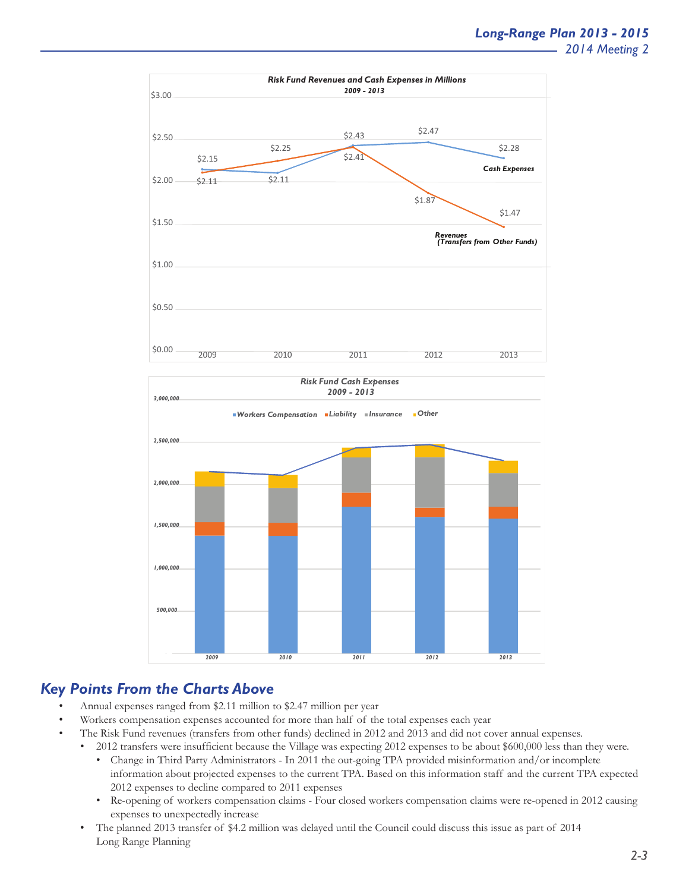**Risk Fund Revenues and Cash Expenses in Millions**
**2009 - 2013**

| Year | Cash Expenses | Revenues (Transfers from Other Funds) |
|---|---|---|
| 2009 | $2.15 | $2.11 |
| 2010 | $2.11 | $2.25 |
| 2011 | $2.43 | $2.41 |
| 2012 | $2.47 | $1.87 |
| 2013 | $2.28 | $1.47 |

**Risk Fund Cash Expenses**
**2009 - 2013**

Workers Compensation, Liability, Insurance, Other

## Key Points From the Charts Above

- Annual expenses ranged from $2.11 million to $2.47 million per year
- Workers compensation expenses accounted for more than half of the total expenses each year
- The Risk Fund revenues (transfers from other funds) declined in 2012 and 2013 and did not cover annual expenses.
  - 2012 transfers were insufficient because the Village was expecting 2012 expenses to be about $600,000 less than they were.
    - Change in Third Party Administrators - In 2011 the out-going TPA provided misinformation and/or incomplete information about projected expenses to the current TPA. Based on this information staff and the current TPA expected 2012 expenses to decline compared to 2011 expenses
    - Re-opening of workers compensation claims - Four closed workers compensation claims were re-opened in 2012 causing expenses to unexpectedly increase
  - The planned 2013 transfer of $4.2 million was delayed until the Council could discuss this issue as part of 2014 Long Range Planning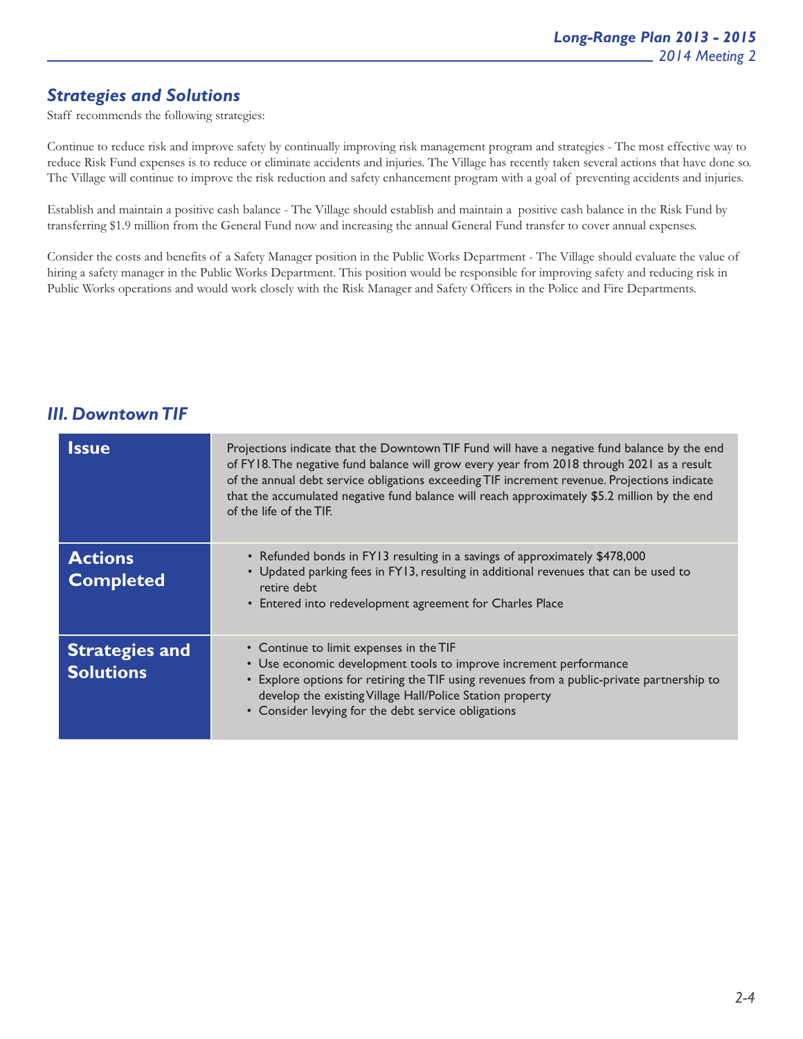## Strategies and Solutions

Staff recommends the following strategies:

Continue to reduce risk and improve safety by continually improving risk management program and strategies - The most effective way to reduce Risk Fund expenses is to reduce or eliminate accidents and injuries. The Village has recently taken several actions that have done so. The Village will continue to improve the risk reduction and safety enhancement program with a goal of preventing accidents and injuries.

Establish and maintain a positive cash balance - The Village should establish and maintain a positive cash balance in the Risk Fund by transferring $1.9 million from the General Fund now and increasing the annual General Fund transfer to cover annual expenses.

Consider the costs and benefits of a Safety Manager position in the Public Works Department - The Village should evaluate the value of hiring a safety manager in the Public Works Department. This position would be responsible for improving safety and reducing risk in Public Works operations and would work closely with the Risk Manager and Safety Officers in the Police and Fire Departments.

## III. Downtown TIF

| | |
|---|---|
| **Issue** | Projections indicate that the Downtown TIF Fund will have a negative fund balance by the end of FY18. The negative fund balance will grow every year from 2018 through 2021 as a result of the annual debt service obligations exceeding TIF increment revenue. Projections indicate that the accumulated negative fund balance will reach approximately $5.2 million by the end of the life of the TIF. |
| **Actions Completed** | • Refunded bonds in FY13 resulting in a savings of approximately $478,000<br>• Updated parking fees in FY13, resulting in additional revenues that can be used to retire debt<br>• Entered into redevelopment agreement for Charles Place |
| **Strategies and Solutions** | • Continue to limit expenses in the TIF<br>• Use economic development tools to improve increment performance<br>• Explore options for retiring the TIF using revenues from a public-private partnership to develop the existing Village Hall/Police Station property<br>• Consider levying for the debt service obligations |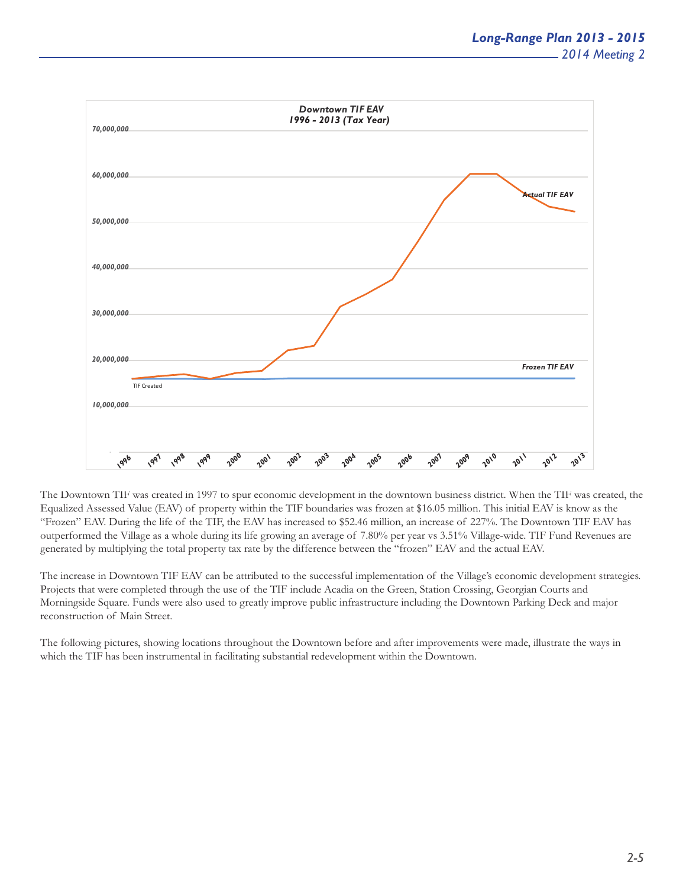**Downtown TIF EAV**
**1996 - 2013 (Tax Year)**

The Downtown TIF was created in 1997 to spur economic development in the downtown business district. When the TIF was created, the Equalized Assessed Value (EAV) of property within the TIF boundaries was frozen at $16.05 million. This initial EAV is know as the "Frozen" EAV. During the life of the TIF, the EAV has increased to $52.46 million, an increase of 227%. The Downtown TIF EAV has outperformed the Village as a whole during its life growing an average of 7.80% per year vs 3.51% Village-wide. TIF Fund Revenues are generated by multiplying the total property tax rate by the difference between the "frozen" EAV and the actual EAV.

The increase in Downtown TIF EAV can be attributed to the successful implementation of the Village's economic development strategies. Projects that were completed through the use of the TIF include Acadia on the Green, Station Crossing, Georgian Courts and Morningside Square. Funds were also used to greatly improve public infrastructure including the Downtown Parking Deck and major reconstruction of Main Street.

The following pictures, showing locations throughout the Downtown before and after improvements were made, illustrate the ways in which the TIF has been instrumental in facilitating substantial redevelopment within the Downtown.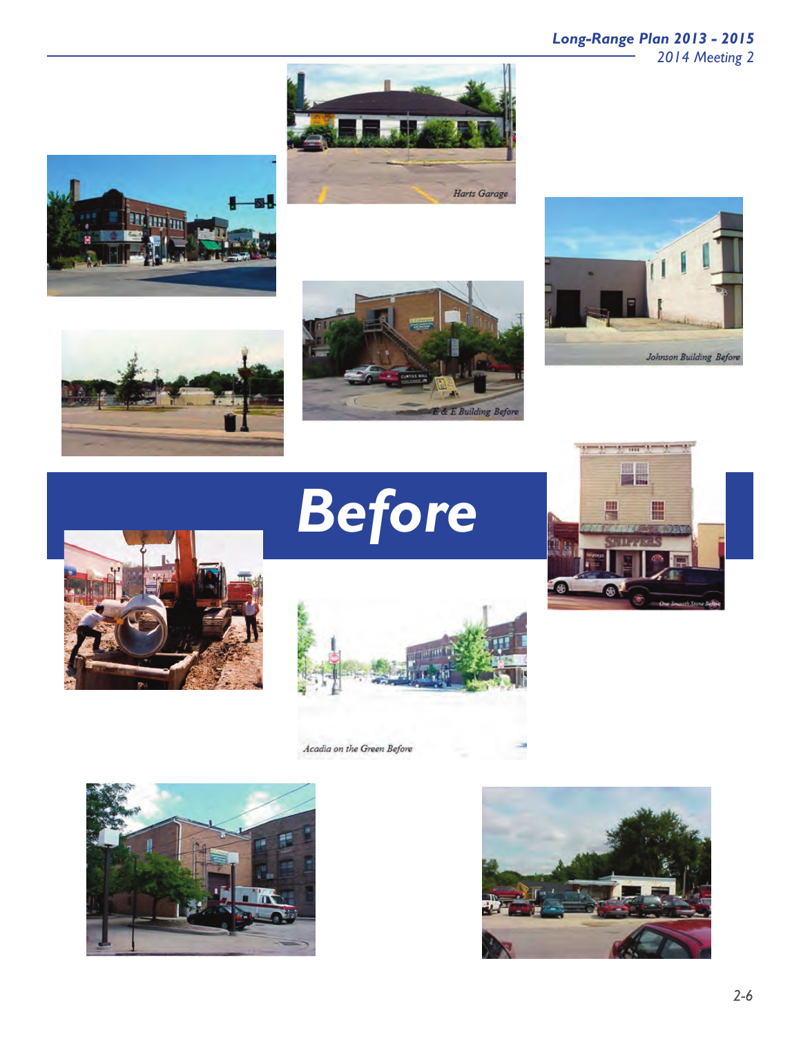# Before

*Harts Garage*

*Johnson Building Before*

*E & E Building Before*

*One Smooth Stone Before*

*Acadia on the Green Before*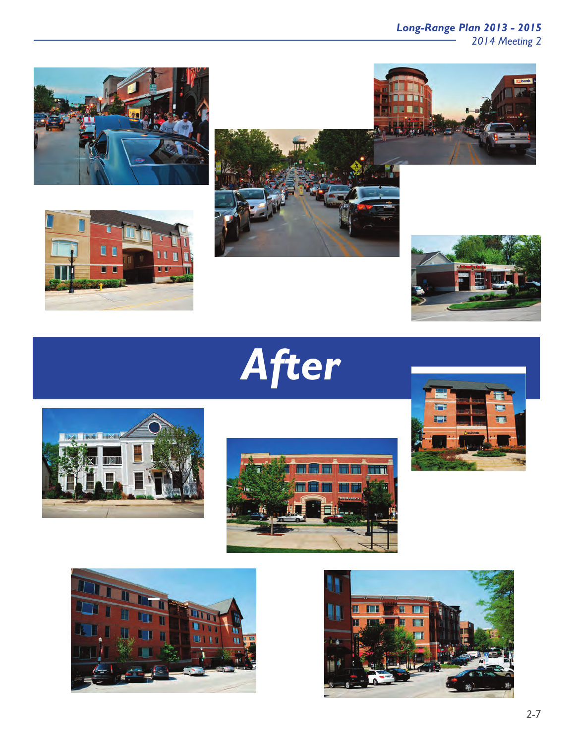# After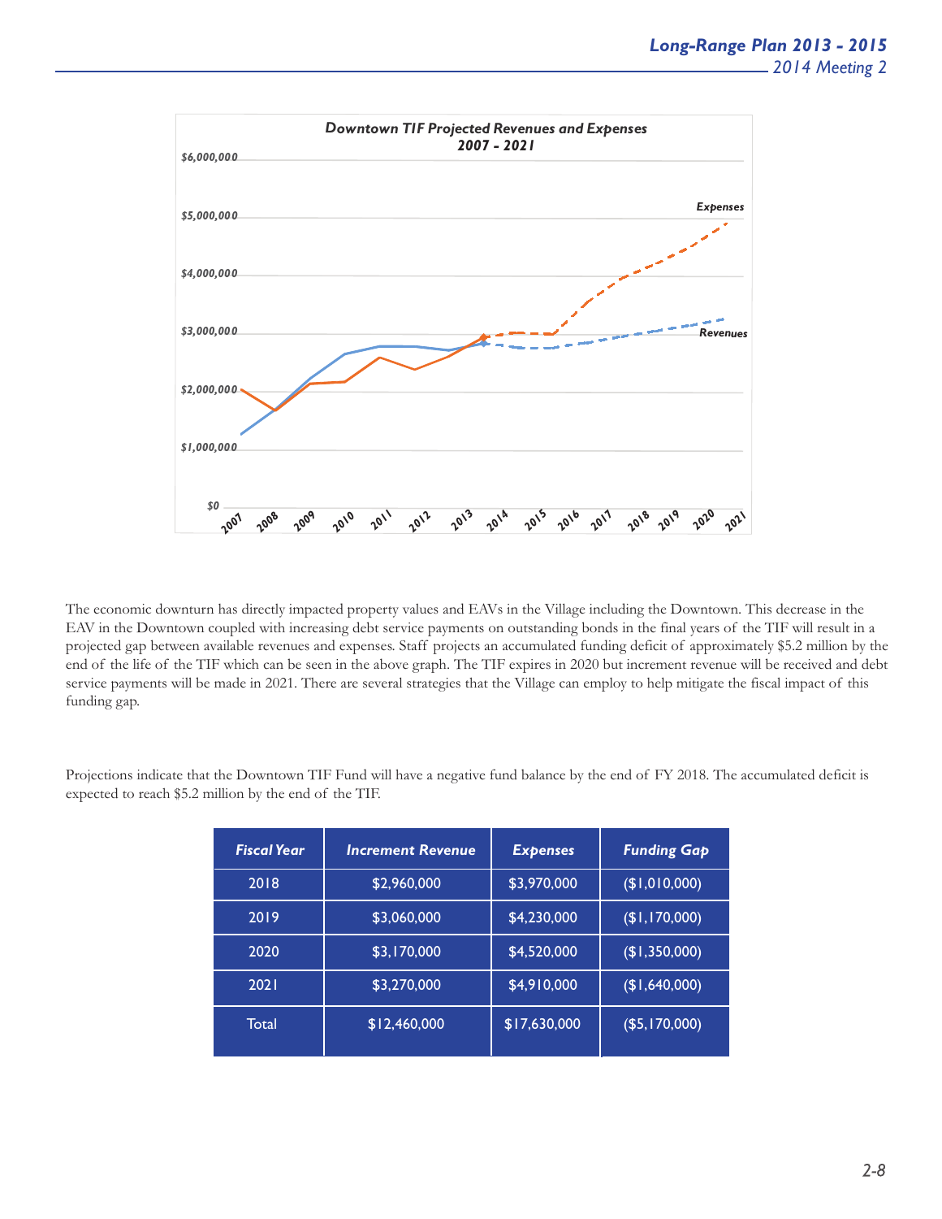The economic downturn has directly impacted property values and EAVs in the Village including the Downtown. This decrease in the EAV in the Downtown coupled with increasing debt service payments on outstanding bonds in the final years of the TIF will result in a projected gap between available revenues and expenses. Staff projects an accumulated funding deficit of approximately $5.2 million by the end of the life of the TIF which can be seen in the above graph. The TIF expires in 2020 but increment revenue will be received and debt service payments will be made in 2021. There are several strategies that the Village can employ to help mitigate the fiscal impact of this funding gap.

Projections indicate that the Downtown TIF Fund will have a negative fund balance by the end of FY 2018. The accumulated deficit is expected to reach $5.2 million by the end of the TIF.

| *Fiscal Year* | *Increment Revenue* | *Expenses* | *Funding Gap* |
|---|---|---|---|
| 2018 | $2,960,000 | $3,970,000 | ($1,010,000) |
| 2019 | $3,060,000 | $4,230,000 | ($1,170,000) |
| 2020 | $3,170,000 | $4,520,000 | ($1,350,000) |
| 2021 | $3,270,000 | $4,910,000 | ($1,640,000) |
| Total | $12,460,000 | $17,630,000 | ($5,170,000) |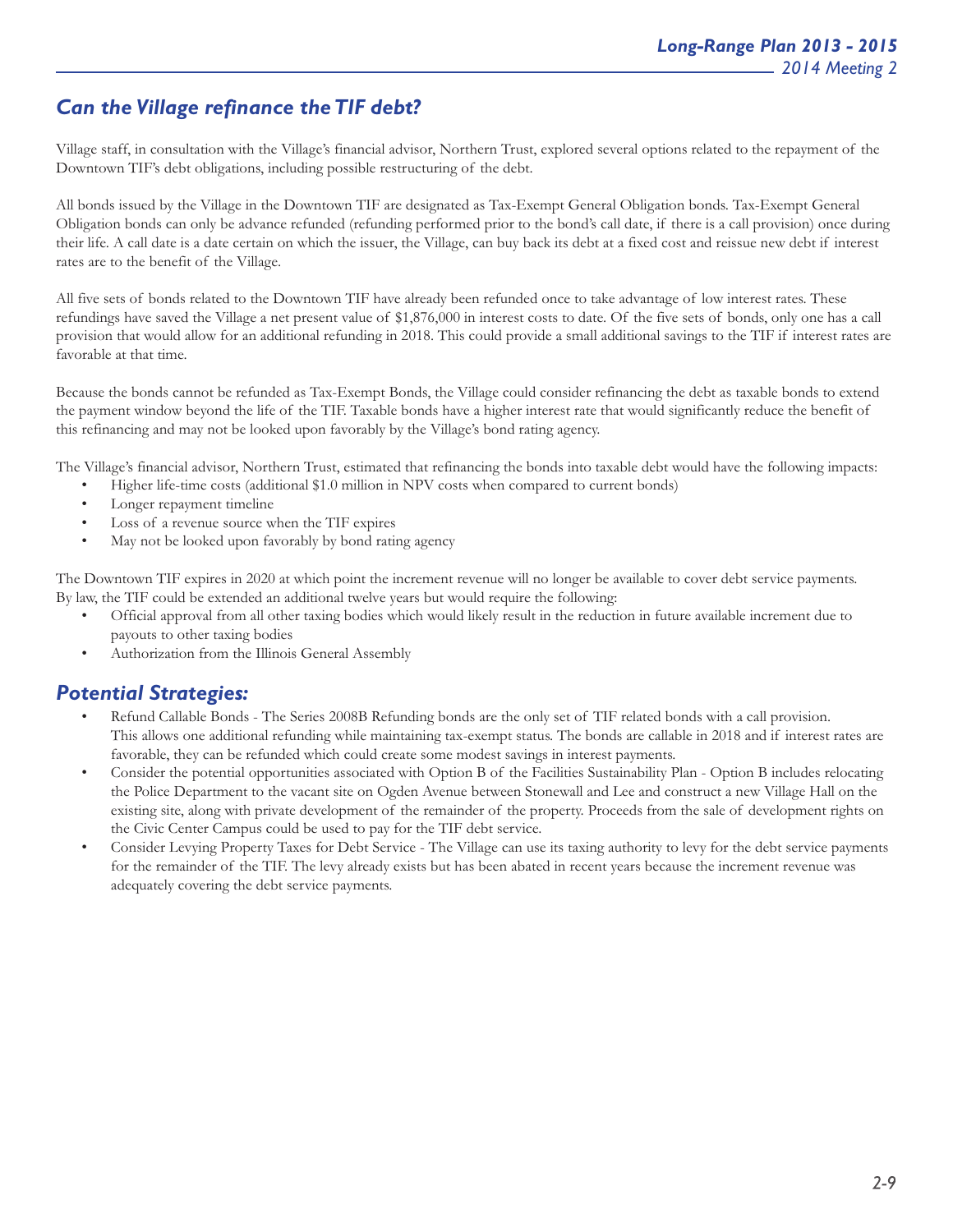## *Can the Village refinance the TIF debt?*

Village staff, in consultation with the Village's financial advisor, Northern Trust, explored several options related to the repayment of the Downtown TIF's debt obligations, including possible restructuring of the debt.

All bonds issued by the Village in the Downtown TIF are designated as Tax-Exempt General Obligation bonds. Tax-Exempt General Obligation bonds can only be advance refunded (refunding performed prior to the bond's call date, if there is a call provision) once during their life. A call date is a date certain on which the issuer, the Village, can buy back its debt at a fixed cost and reissue new debt if interest rates are to the benefit of the Village.

All five sets of bonds related to the Downtown TIF have already been refunded once to take advantage of low interest rates. These refundings have saved the Village a net present value of $1,876,000 in interest costs to date. Of the five sets of bonds, only one has a call provision that would allow for an additional refunding in 2018. This could provide a small additional savings to the TIF if interest rates are favorable at that time.

Because the bonds cannot be refunded as Tax-Exempt Bonds, the Village could consider refinancing the debt as taxable bonds to extend the payment window beyond the life of the TIF. Taxable bonds have a higher interest rate that would significantly reduce the benefit of this refinancing and may not be looked upon favorably by the Village's bond rating agency.

The Village's financial advisor, Northern Trust, estimated that refinancing the bonds into taxable debt would have the following impacts:

- Higher life-time costs (additional $1.0 million in NPV costs when compared to current bonds)
- Longer repayment timeline
- Loss of a revenue source when the TIF expires
- May not be looked upon favorably by bond rating agency

The Downtown TIF expires in 2020 at which point the increment revenue will no longer be available to cover debt service payments. By law, the TIF could be extended an additional twelve years but would require the following:

- Official approval from all other taxing bodies which would likely result in the reduction in future available increment due to payouts to other taxing bodies
- Authorization from the Illinois General Assembly

## *Potential Strategies:*

- Refund Callable Bonds - The Series 2008B Refunding bonds are the only set of TIF related bonds with a call provision. This allows one additional refunding while maintaining tax-exempt status. The bonds are callable in 2018 and if interest rates are favorable, they can be refunded which could create some modest savings in interest payments.
- Consider the potential opportunities associated with Option B of the Facilities Sustainability Plan - Option B includes relocating the Police Department to the vacant site on Ogden Avenue between Stonewall and Lee and construct a new Village Hall on the existing site, along with private development of the remainder of the property. Proceeds from the sale of development rights on the Civic Center Campus could be used to pay for the TIF debt service.
- Consider Levying Property Taxes for Debt Service - The Village can use its taxing authority to levy for the debt service payments for the remainder of the TIF. The levy already exists but has been abated in recent years because the increment revenue was adequately covering the debt service payments.